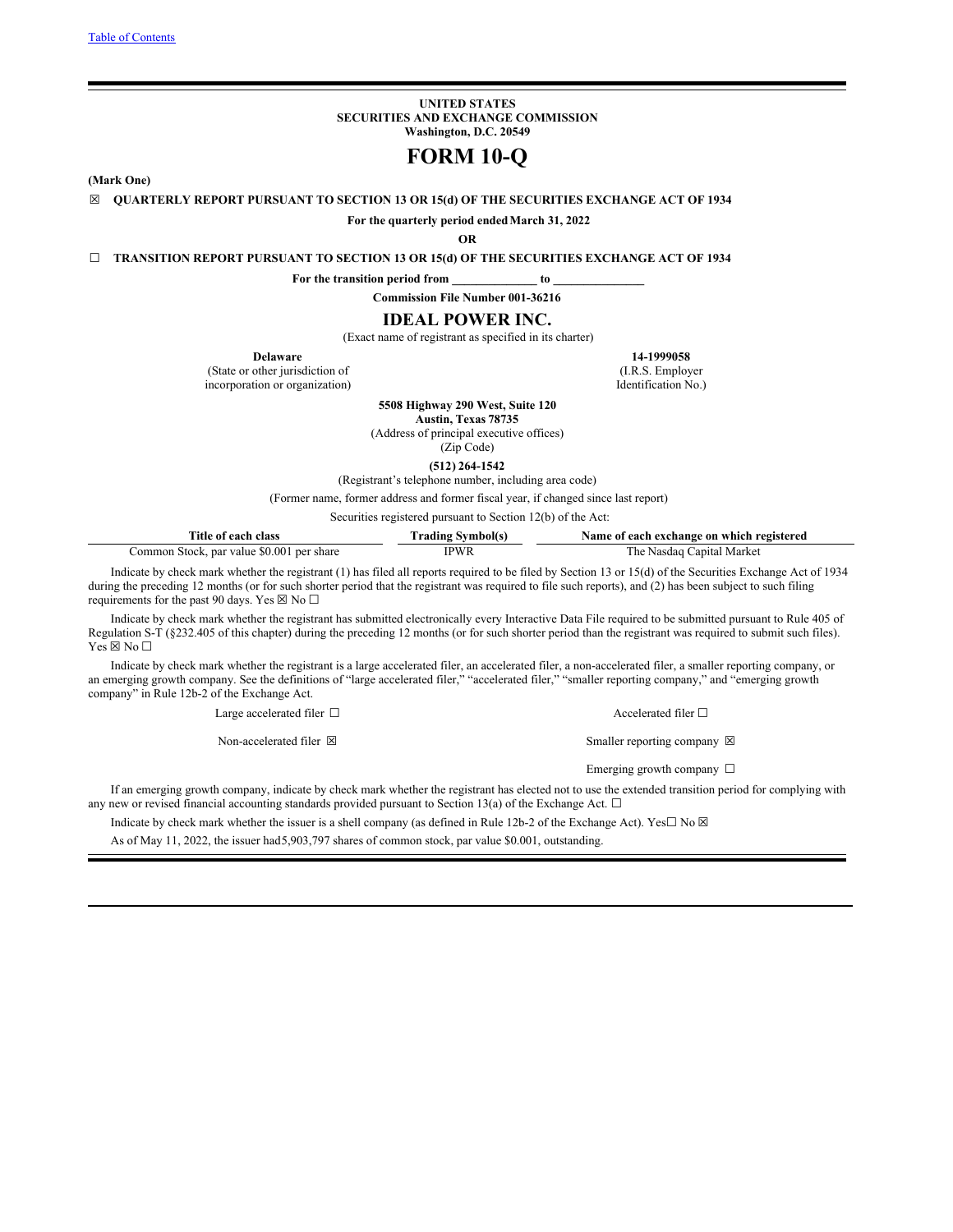[Table of Contents](#)

**UNITED STATES**
**SECURITIES AND EXCHANGE COMMISSION**
**Washington, D.C. 20549**

# FORM 10-Q

**(Mark One)**

☒ **QUARTERLY REPORT PURSUANT TO SECTION 13 OR 15(d) OF THE SECURITIES EXCHANGE ACT OF 1934**

**For the quarterly period ended March 31, 2022**

**OR**

☐ **TRANSITION REPORT PURSUANT TO SECTION 13 OR 15(d) OF THE SECURITIES EXCHANGE ACT OF 1934**

**For the transition period from \_\_\_\_\_\_\_\_\_\_\_\_\_\_ to \_\_\_\_\_\_\_\_\_\_\_\_\_\_\_**

**Commission File Number 001-36216**

## IDEAL POWER INC.

(Exact name of registrant as specified in its charter)

| **Delaware** | **14-1999058** |
|---|---|
| (State or other jurisdiction of incorporation or organization) | (I.R.S. Employer Identification No.) |

**5508 Highway 290 West, Suite 120**
**Austin, Texas 78735**
(Address of principal executive offices)
(Zip Code)

**(512) 264-1542**
(Registrant's telephone number, including area code)

(Former name, former address and former fiscal year, if changed since last report)

Securities registered pursuant to Section 12(b) of the Act:

| Title of each class | Trading Symbol(s) | Name of each exchange on which registered |
|---|---|---|
| Common Stock, par value $0.001 per share | IPWR | The Nasdaq Capital Market |

Indicate by check mark whether the registrant (1) has filed all reports required to be filed by Section 13 or 15(d) of the Securities Exchange Act of 1934 during the preceding 12 months (or for such shorter period that the registrant was required to file such reports), and (2) has been subject to such filing requirements for the past 90 days. Yes ☒ No ☐

Indicate by check mark whether the registrant has submitted electronically every Interactive Data File required to be submitted pursuant to Rule 405 of Regulation S-T (§232.405 of this chapter) during the preceding 12 months (or for such shorter period than the registrant was required to submit such files). Yes ☒ No ☐

Indicate by check mark whether the registrant is a large accelerated filer, an accelerated filer, a non-accelerated filer, a smaller reporting company, or an emerging growth company. See the definitions of "large accelerated filer," "accelerated filer," "smaller reporting company," and "emerging growth company" in Rule 12b-2 of the Exchange Act.

| | |
|---|---|
| Large accelerated filer ☐ | Accelerated filer ☐ |
| Non-accelerated filer ☒ | Smaller reporting company ☒ |
| | Emerging growth company ☐ |

If an emerging growth company, indicate by check mark whether the registrant has elected not to use the extended transition period for complying with any new or revised financial accounting standards provided pursuant to Section 13(a) of the Exchange Act. ☐

Indicate by check mark whether the issuer is a shell company (as defined in Rule 12b-2 of the Exchange Act). Yes☐ No ☒

As of May 11, 2022, the issuer had 5,903,797 shares of common stock, par value $0.001, outstanding.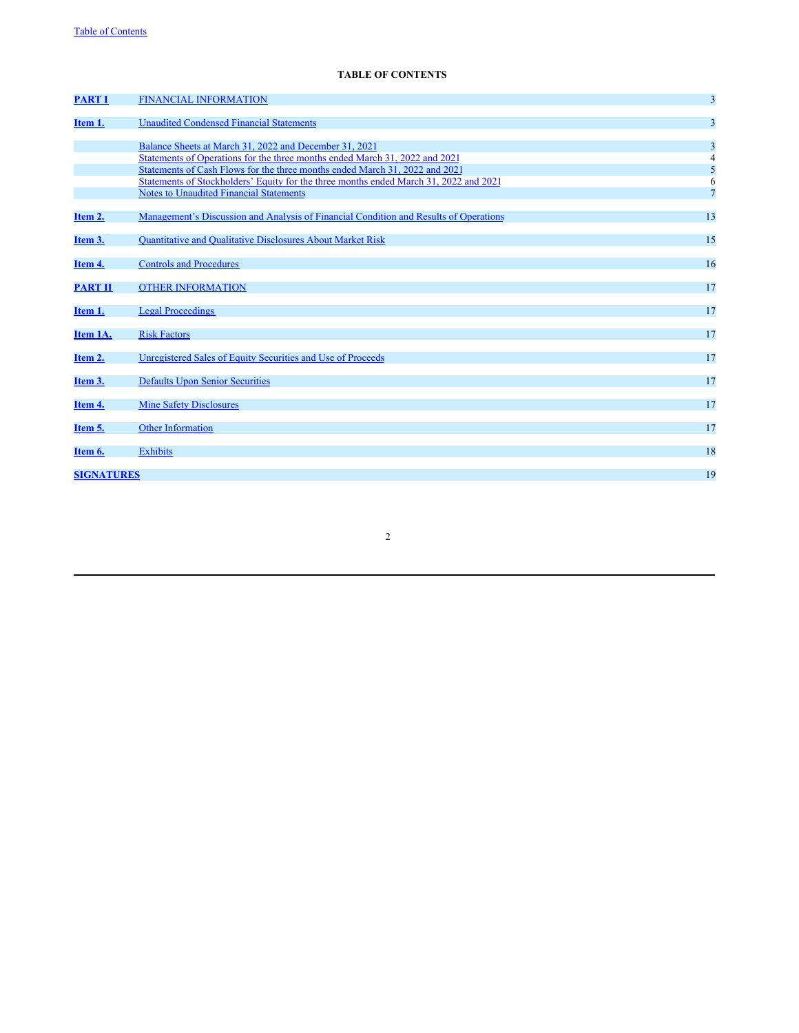**TABLE OF CONTENTS**

| | | |
|---|---|---|
| **PART I** | FINANCIAL INFORMATION | 3 |
| **Item 1.** | Unaudited Condensed Financial Statements | 3 |
| | Balance Sheets at March 31, 2022 and December 31, 2021 | 3 |
| | Statements of Operations for the three months ended March 31, 2022 and 2021 | 4 |
| | Statements of Cash Flows for the three months ended March 31, 2022 and 2021 | 5 |
| | Statements of Stockholders' Equity for the three months ended March 31, 2022 and 2021 | 6 |
| | Notes to Unaudited Financial Statements | 7 |
| **Item 2.** | Management's Discussion and Analysis of Financial Condition and Results of Operations | 13 |
| **Item 3.** | Quantitative and Qualitative Disclosures About Market Risk | 15 |
| **Item 4.** | Controls and Procedures | 16 |
| **PART II** | OTHER INFORMATION | 17 |
| **Item 1.** | Legal Proceedings | 17 |
| **Item 1A.** | Risk Factors | 17 |
| **Item 2.** | Unregistered Sales of Equity Securities and Use of Proceeds | 17 |
| **Item 3.** | Defaults Upon Senior Securities | 17 |
| **Item 4.** | Mine Safety Disclosures | 17 |
| **Item 5.** | Other Information | 17 |
| **Item 6.** | Exhibits | 18 |
| **SIGNATURES** | | 19 |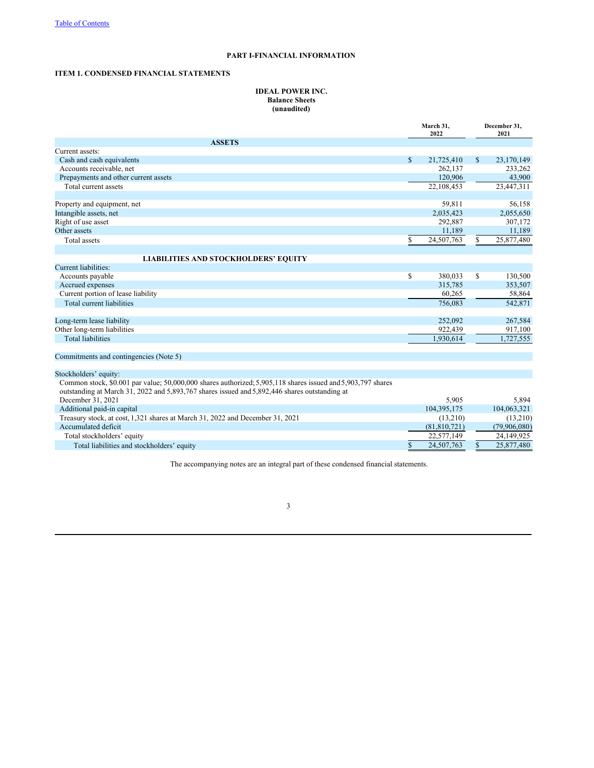[Table of Contents](#)

# PART I-FINANCIAL INFORMATION

## ITEM 1. CONDENSED FINANCIAL STATEMENTS

### IDEAL POWER INC.
### Balance Sheets
### (unaudited)

| | March 31, 2022 | December 31, 2021 |
|---|---|---|
| **ASSETS** | | |
| Current assets: | | |
| Cash and cash equivalents | $ 21,725,410 | $ 23,170,149 |
| Accounts receivable, net | 262,137 | 233,262 |
| Prepayments and other current assets | 120,906 | 43,900 |
| Total current assets | 22,108,453 | 23,447,311 |
| | | |
| Property and equipment, net | 59,811 | 56,158 |
| Intangible assets, net | 2,035,423 | 2,055,650 |
| Right of use asset | 292,887 | 307,172 |
| Other assets | 11,189 | 11,189 |
| Total assets | $ 24,507,763 | $ 25,877,480 |
| | | |
| **LIABILITIES AND STOCKHOLDERS' EQUITY** | | |
| Current liabilities: | | |
| Accounts payable | $ 380,033 | $ 130,500 |
| Accrued expenses | 315,785 | 353,507 |
| Current portion of lease liability | 60,265 | 58,864 |
| Total current liabilities | 756,083 | 542,871 |
| | | |
| Long-term lease liability | 252,092 | 267,584 |
| Other long-term liabilities | 922,439 | 917,100 |
| Total liabilities | 1,930,614 | 1,727,555 |
| | | |
| Commitments and contingencies (Note 5) | | |
| | | |
| Stockholders' equity: | | |
| Common stock, $0.001 par value; 50,000,000 shares authorized; 5,905,118 shares issued and 5,903,797 shares outstanding at March 31, 2022 and 5,893,767 shares issued and 5,892,446 shares outstanding at December 31, 2021 | 5,905 | 5,894 |
| Additional paid-in capital | 104,395,175 | 104,063,321 |
| Treasury stock, at cost, 1,321 shares at March 31, 2022 and December 31, 2021 | (13,210) | (13,210) |
| Accumulated deficit | (81,810,721) | (79,906,080) |
| Total stockholders' equity | 22,577,149 | 24,149,925 |
| Total liabilities and stockholders' equity | $ 24,507,763 | $ 25,877,480 |

The accompanying notes are an integral part of these condensed financial statements.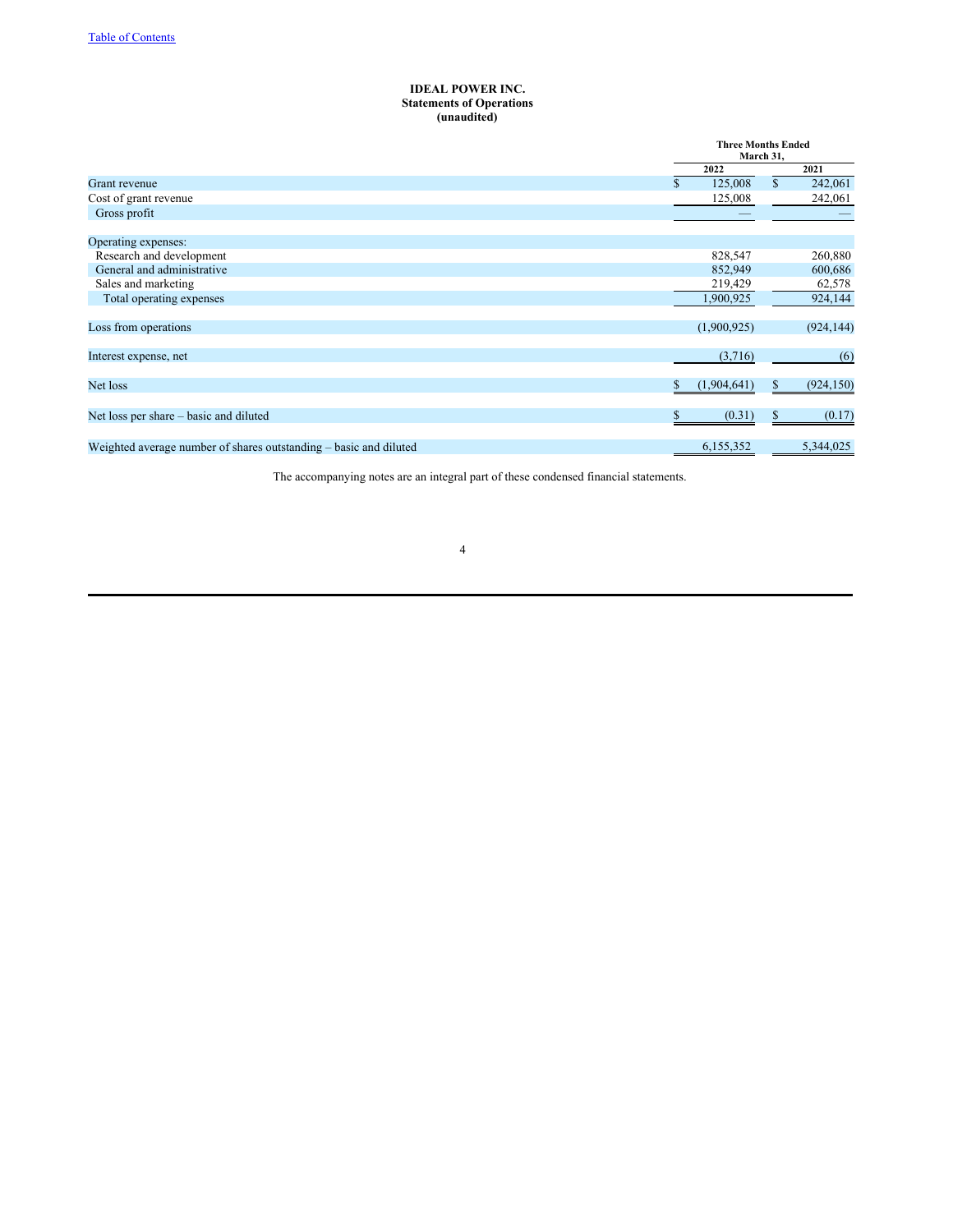# IDEAL POWER INC.
## Statements of Operations
### (unaudited)

| | Three Months Ended March 31, | |
|---|---|---|
| | 2022 | 2021 |
| Grant revenue | $ 125,008 | $ 242,061 |
| Cost of grant revenue | 125,008 | 242,061 |
| Gross profit | — | — |
| | | |
| Operating expenses: | | |
| Research and development | 828,547 | 260,880 |
| General and administrative | 852,949 | 600,686 |
| Sales and marketing | 219,429 | 62,578 |
| Total operating expenses | 1,900,925 | 924,144 |
| | | |
| Loss from operations | (1,900,925) | (924,144) |
| | | |
| Interest expense, net | (3,716) | (6) |
| | | |
| Net loss | $ (1,904,641) | $ (924,150) |
| | | |
| Net loss per share – basic and diluted | $ (0.31) | $ (0.17) |
| | | |
| Weighted average number of shares outstanding – basic and diluted | 6,155,352 | 5,344,025 |

The accompanying notes are an integral part of these condensed financial statements.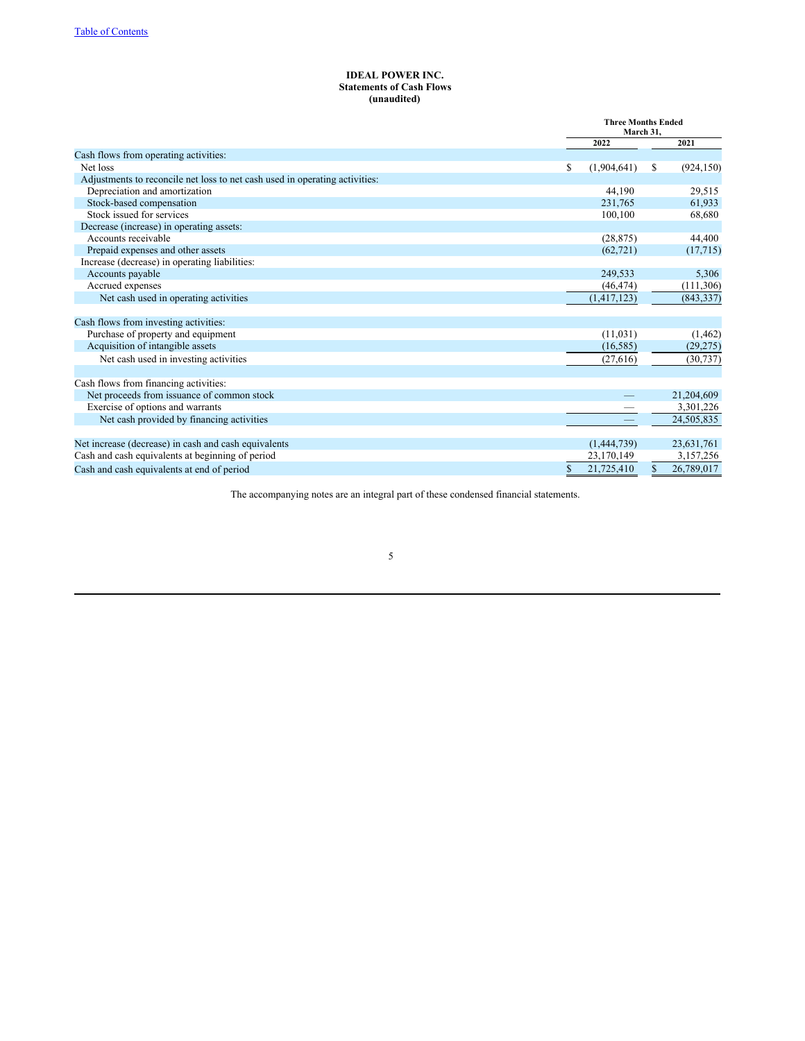**IDEAL POWER INC.**
**Statements of Cash Flows**
**(unaudited)**

| | Three Months Ended March 31, | |
|---|---|---|
| | 2022 | 2021 |
| Cash flows from operating activities: | | |
| Net loss | $ (1,904,641) | $ (924,150) |
| Adjustments to reconcile net loss to net cash used in operating activities: | | |
| Depreciation and amortization | 44,190 | 29,515 |
| Stock-based compensation | 231,765 | 61,933 |
| Stock issued for services | 100,100 | 68,680 |
| Decrease (increase) in operating assets: | | |
| Accounts receivable | (28,875) | 44,400 |
| Prepaid expenses and other assets | (62,721) | (17,715) |
| Increase (decrease) in operating liabilities: | | |
| Accounts payable | 249,533 | 5,306 |
| Accrued expenses | (46,474) | (111,306) |
| Net cash used in operating activities | (1,417,123) | (843,337) |
| | | |
| Cash flows from investing activities: | | |
| Purchase of property and equipment | (11,031) | (1,462) |
| Acquisition of intangible assets | (16,585) | (29,275) |
| Net cash used in investing activities | (27,616) | (30,737) |
| | | |
| Cash flows from financing activities: | | |
| Net proceeds from issuance of common stock | — | 21,204,609 |
| Exercise of options and warrants | — | 3,301,226 |
| Net cash provided by financing activities | — | 24,505,835 |
| | | |
| Net increase (decrease) in cash and cash equivalents | (1,444,739) | 23,631,761 |
| Cash and cash equivalents at beginning of period | 23,170,149 | 3,157,256 |
| Cash and cash equivalents at end of period | $ 21,725,410 | $ 26,789,017 |

The accompanying notes are an integral part of these condensed financial statements.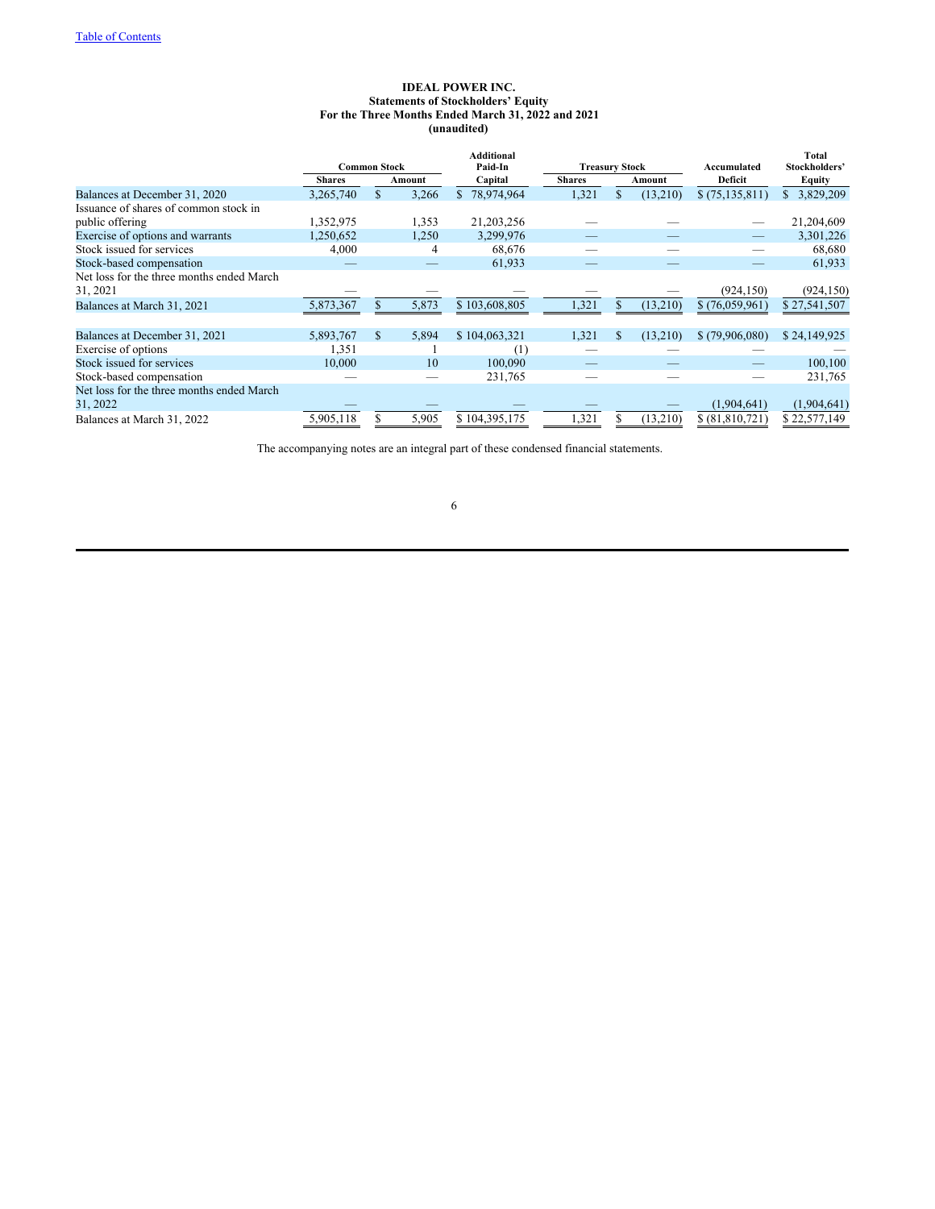### IDEAL POWER INC.
### Statements of Stockholders' Equity
### For the Three Months Ended March 31, 2022 and 2021
### (unaudited)

| | Common Stock | | Additional Paid-In | Treasury Stock | | Accumulated | Total Stockholders' |
|---|---|---|---|---|---|---|---|
| | Shares | Amount | Capital | Shares | Amount | Deficit | Equity |
| Balances at December 31, 2020 | 3,265,740 | $ 3,266 | $ 78,974,964 | 1,321 | $ (13,210) | $ (75,135,811) | $ 3,829,209 |
| Issuance of shares of common stock in public offering | 1,352,975 | 1,353 | 21,203,256 | — | — | — | 21,204,609 |
| Exercise of options and warrants | 1,250,652 | 1,250 | 3,299,976 | — | — | — | 3,301,226 |
| Stock issued for services | 4,000 | 4 | 68,676 | — | — | — | 68,680 |
| Stock-based compensation | — | — | 61,933 | — | — | — | 61,933 |
| Net loss for the three months ended March 31, 2021 | — | — | — | — | — | (924,150) | (924,150) |
| Balances at March 31, 2021 | 5,873,367 | $ 5,873 | $ 103,608,805 | 1,321 | $ (13,210) | $ (76,059,961) | $ 27,541,507 |
| | | | | | | | |
| Balances at December 31, 2021 | 5,893,767 | $ 5,894 | $ 104,063,321 | 1,321 | $ (13,210) | $ (79,906,080) | $ 24,149,925 |
| Exercise of options | 1,351 | 1 | (1) | — | — | — | — |
| Stock issued for services | 10,000 | 10 | 100,090 | — | — | — | 100,100 |
| Stock-based compensation | — | — | 231,765 | — | — | — | 231,765 |
| Net loss for the three months ended March 31, 2022 | — | — | — | — | — | (1,904,641) | (1,904,641) |
| Balances at March 31, 2022 | 5,905,118 | $ 5,905 | $ 104,395,175 | 1,321 | $ (13,210) | $ (81,810,721) | $ 22,577,149 |

The accompanying notes are an integral part of these condensed financial statements.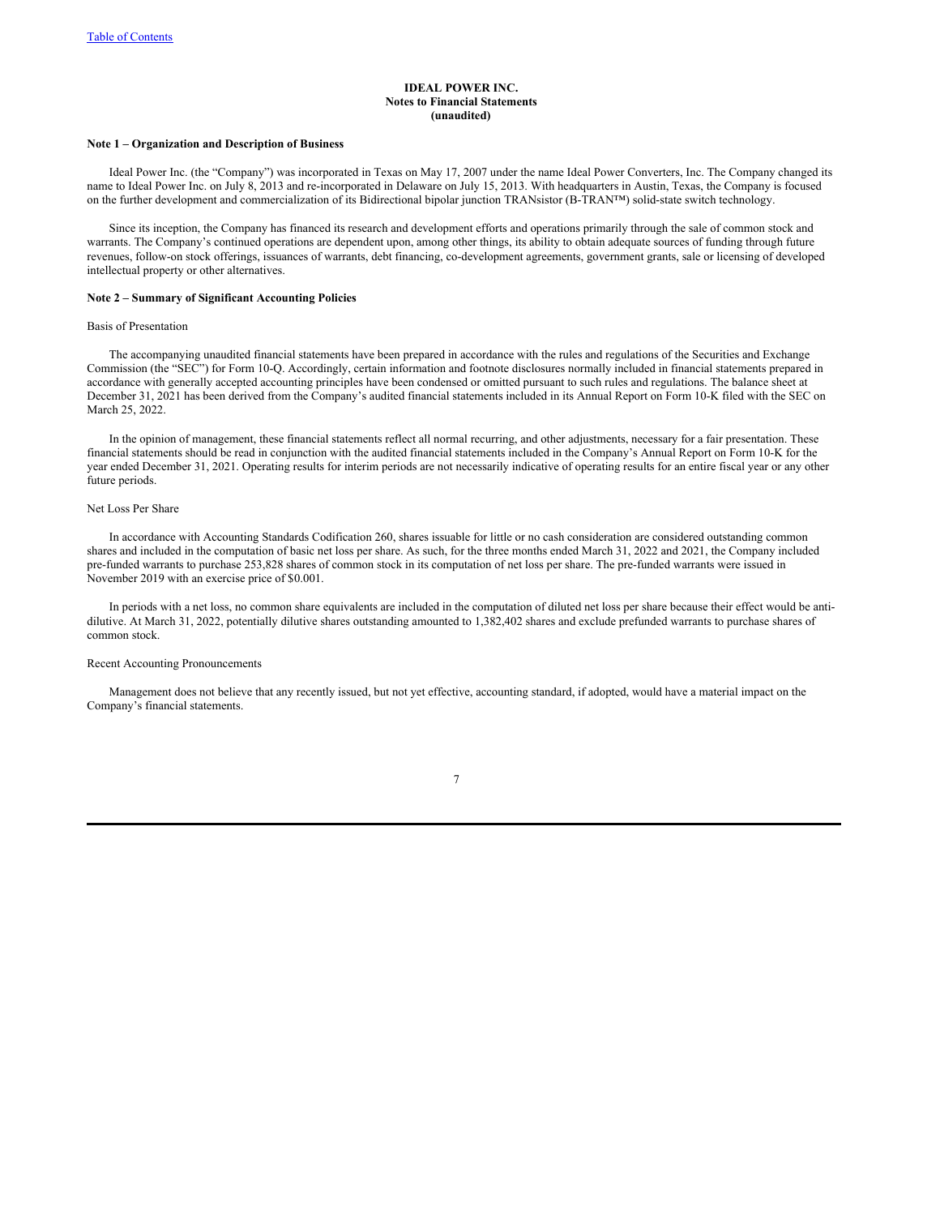**IDEAL POWER INC.**
**Notes to Financial Statements**
**(unaudited)**

**Note 1 – Organization and Description of Business**

Ideal Power Inc. (the "Company") was incorporated in Texas on May 17, 2007 under the name Ideal Power Converters, Inc. The Company changed its name to Ideal Power Inc. on July 8, 2013 and re-incorporated in Delaware on July 15, 2013. With headquarters in Austin, Texas, the Company is focused on the further development and commercialization of its Bidirectional bipolar junction TRANsistor (B-TRAN™) solid-state switch technology.

Since its inception, the Company has financed its research and development efforts and operations primarily through the sale of common stock and warrants. The Company's continued operations are dependent upon, among other things, its ability to obtain adequate sources of funding through future revenues, follow-on stock offerings, issuances of warrants, debt financing, co-development agreements, government grants, sale or licensing of developed intellectual property or other alternatives.

**Note 2 – Summary of Significant Accounting Policies**

Basis of Presentation

The accompanying unaudited financial statements have been prepared in accordance with the rules and regulations of the Securities and Exchange Commission (the "SEC") for Form 10-Q. Accordingly, certain information and footnote disclosures normally included in financial statements prepared in accordance with generally accepted accounting principles have been condensed or omitted pursuant to such rules and regulations. The balance sheet at December 31, 2021 has been derived from the Company's audited financial statements included in its Annual Report on Form 10-K filed with the SEC on March 25, 2022.

In the opinion of management, these financial statements reflect all normal recurring, and other adjustments, necessary for a fair presentation. These financial statements should be read in conjunction with the audited financial statements included in the Company's Annual Report on Form 10-K for the year ended December 31, 2021. Operating results for interim periods are not necessarily indicative of operating results for an entire fiscal year or any other future periods.

Net Loss Per Share

In accordance with Accounting Standards Codification 260, shares issuable for little or no cash consideration are considered outstanding common shares and included in the computation of basic net loss per share. As such, for the three months ended March 31, 2022 and 2021, the Company included pre-funded warrants to purchase 253,828 shares of common stock in its computation of net loss per share. The pre-funded warrants were issued in November 2019 with an exercise price of $0.001.

In periods with a net loss, no common share equivalents are included in the computation of diluted net loss per share because their effect would be anti-dilutive. At March 31, 2022, potentially dilutive shares outstanding amounted to 1,382,402 shares and exclude prefunded warrants to purchase shares of common stock.

Recent Accounting Pronouncements

Management does not believe that any recently issued, but not yet effective, accounting standard, if adopted, would have a material impact on the Company's financial statements.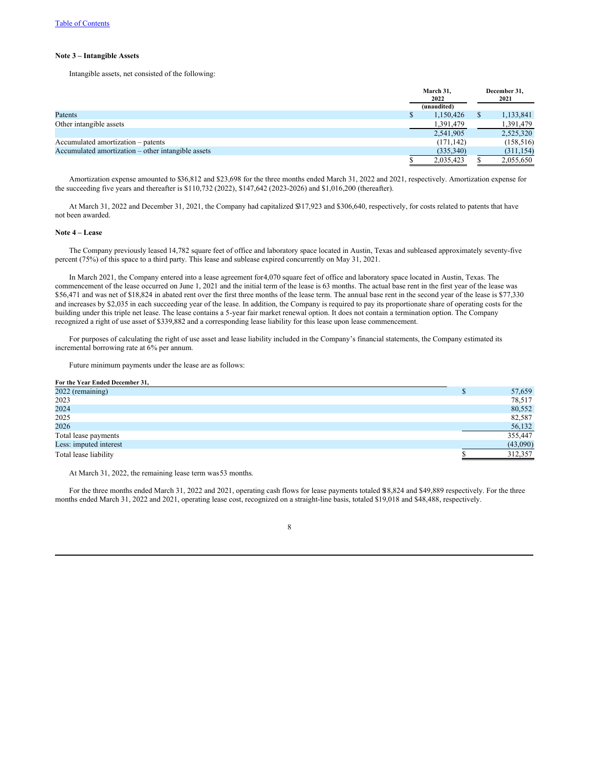[Table of Contents](#)

**Note 3 – Intangible Assets**

Intangible assets, net consisted of the following:

| | March 31, 2022 (unaudited) | December 31, 2021 |
|---|---|---|
| Patents | $ 1,150,426 | $ 1,133,841 |
| Other intangible assets | 1,391,479 | 1,391,479 |
| | 2,541,905 | 2,525,320 |
| Accumulated amortization – patents | (171,142) | (158,516) |
| Accumulated amortization – other intangible assets | (335,340) | (311,154) |
| | $ 2,035,423 | $ 2,055,650 |

Amortization expense amounted to $36,812 and $23,698 for the three months ended March 31, 2022 and 2021, respectively. Amortization expense for the succeeding five years and thereafter is $110,732 (2022), $147,642 (2023-2026) and $1,016,200 (thereafter).

At March 31, 2022 and December 31, 2021, the Company had capitalized $317,923 and $306,640, respectively, for costs related to patents that have not been awarded.

**Note 4 – Lease**

The Company previously leased 14,782 square feet of office and laboratory space located in Austin, Texas and subleased approximately seventy-five percent (75%) of this space to a third party. This lease and sublease expired concurrently on May 31, 2021.

In March 2021, the Company entered into a lease agreement for 4,070 square feet of office and laboratory space located in Austin, Texas. The commencement of the lease occurred on June 1, 2021 and the initial term of the lease is 63 months. The actual base rent in the first year of the lease was $56,471 and was net of $18,824 in abated rent over the first three months of the lease term. The annual base rent in the second year of the lease is $77,330 and increases by $2,035 in each succeeding year of the lease. In addition, the Company is required to pay its proportionate share of operating costs for the building under this triple net lease. The lease contains a 5-year fair market renewal option. It does not contain a termination option. The Company recognized a right of use asset of $339,882 and a corresponding lease liability for this lease upon lease commencement.

For purposes of calculating the right of use asset and lease liability included in the Company's financial statements, the Company estimated its incremental borrowing rate at 6% per annum.

Future minimum payments under the lease are as follows:

| For the Year Ended December 31, | |
|---|---|
| 2022 (remaining) | $ 57,659 |
| 2023 | 78,517 |
| 2024 | 80,552 |
| 2025 | 82,587 |
| 2026 | 56,132 |
| Total lease payments | 355,447 |
| Less: imputed interest | (43,090) |
| Total lease liability | $ 312,357 |

At March 31, 2022, the remaining lease term was 53 months.

For the three months ended March 31, 2022 and 2021, operating cash flows for lease payments totaled $18,824 and $49,889 respectively. For the three months ended March 31, 2022 and 2021, operating lease cost, recognized on a straight-line basis, totaled $19,018 and $48,488, respectively.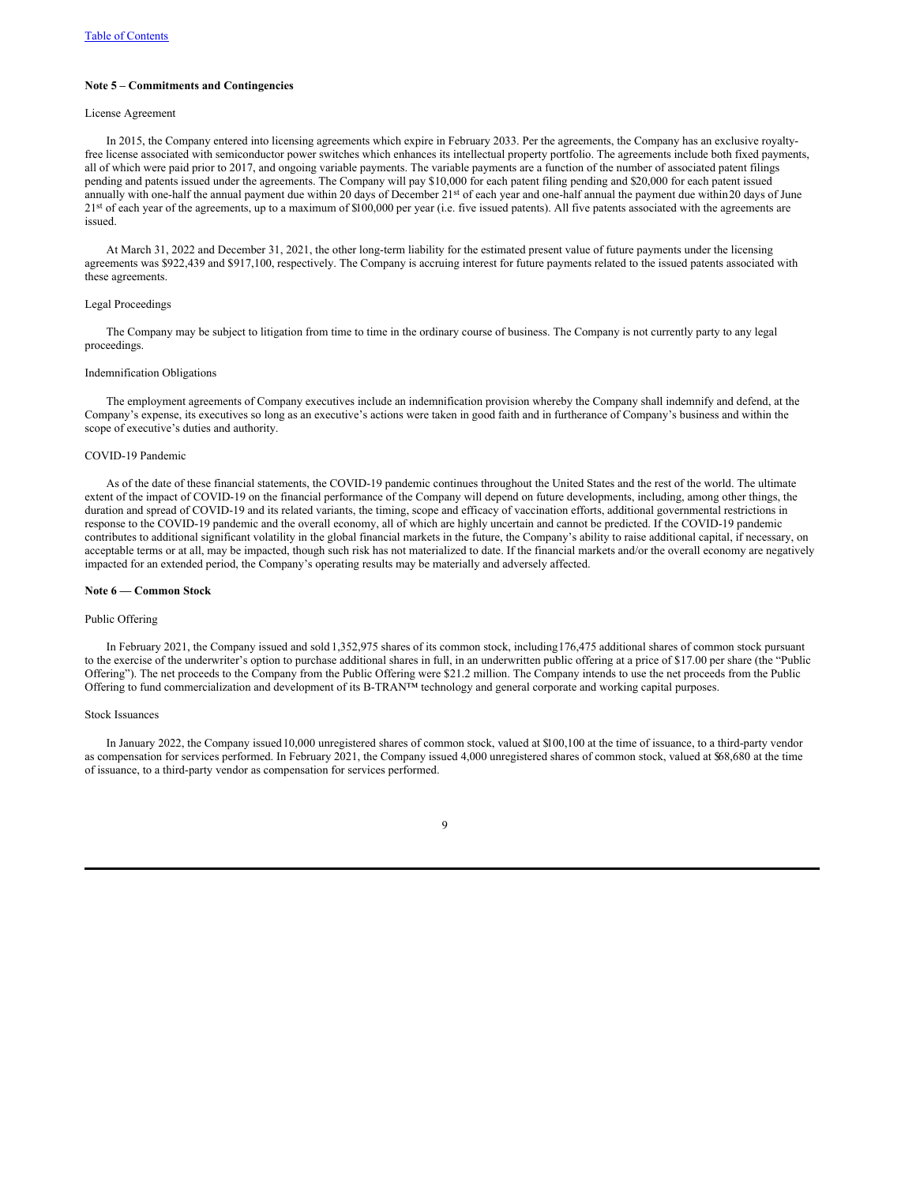**Note 5 – Commitments and Contingencies**

License Agreement

In 2015, the Company entered into licensing agreements which expire in February 2033. Per the agreements, the Company has an exclusive royalty-free license associated with semiconductor power switches which enhances its intellectual property portfolio. The agreements include both fixed payments, all of which were paid prior to 2017, and ongoing variable payments. The variable payments are a function of the number of associated patent filings pending and patents issued under the agreements. The Company will pay \$10,000 for each patent filing pending and \$20,000 for each patent issued annually with one-half the annual payment due within 20 days of December 21st of each year and one-half annual the payment due within 20 days of June 21st of each year of the agreements, up to a maximum of \$100,000 per year (i.e. five issued patents). All five patents associated with the agreements are issued.

At March 31, 2022 and December 31, 2021, the other long-term liability for the estimated present value of future payments under the licensing agreements was \$922,439 and \$917,100, respectively. The Company is accruing interest for future payments related to the issued patents associated with these agreements.

Legal Proceedings

The Company may be subject to litigation from time to time in the ordinary course of business. The Company is not currently party to any legal proceedings.

Indemnification Obligations

The employment agreements of Company executives include an indemnification provision whereby the Company shall indemnify and defend, at the Company's expense, its executives so long as an executive's actions were taken in good faith and in furtherance of Company's business and within the scope of executive's duties and authority.

COVID-19 Pandemic

As of the date of these financial statements, the COVID-19 pandemic continues throughout the United States and the rest of the world. The ultimate extent of the impact of COVID-19 on the financial performance of the Company will depend on future developments, including, among other things, the duration and spread of COVID-19 and its related variants, the timing, scope and efficacy of vaccination efforts, additional governmental restrictions in response to the COVID-19 pandemic and the overall economy, all of which are highly uncertain and cannot be predicted. If the COVID-19 pandemic contributes to additional significant volatility in the global financial markets in the future, the Company's ability to raise additional capital, if necessary, on acceptable terms or at all, may be impacted, though such risk has not materialized to date. If the financial markets and/or the overall economy are negatively impacted for an extended period, the Company's operating results may be materially and adversely affected.

**Note 6 — Common Stock**

Public Offering

In February 2021, the Company issued and sold 1,352,975 shares of its common stock, including 176,475 additional shares of common stock pursuant to the exercise of the underwriter's option to purchase additional shares in full, in an underwritten public offering at a price of \$17.00 per share (the "Public Offering"). The net proceeds to the Company from the Public Offering were \$21.2 million. The Company intends to use the net proceeds from the Public Offering to fund commercialization and development of its B-TRAN™ technology and general corporate and working capital purposes.

Stock Issuances

In January 2022, the Company issued 10,000 unregistered shares of common stock, valued at \$100,100 at the time of issuance, to a third-party vendor as compensation for services performed. In February 2021, the Company issued 4,000 unregistered shares of common stock, valued at \$68,680 at the time of issuance, to a third-party vendor as compensation for services performed.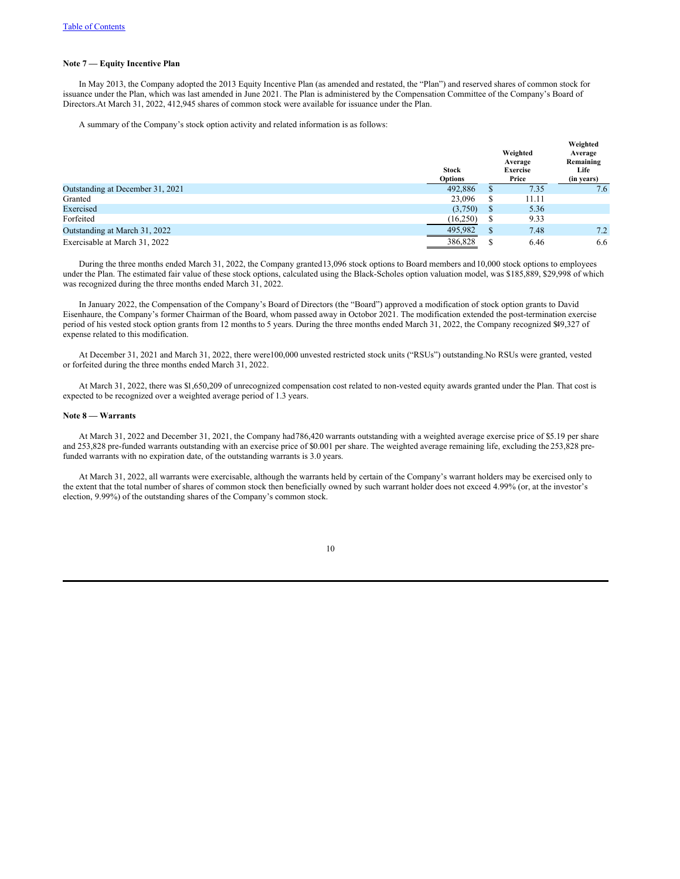[Table of Contents](#)

**Note 7 — Equity Incentive Plan**

In May 2013, the Company adopted the 2013 Equity Incentive Plan (as amended and restated, the "Plan") and reserved shares of common stock for issuance under the Plan, which was last amended in June 2021. The Plan is administered by the Compensation Committee of the Company's Board of Directors.At March 31, 2022, 412,945 shares of common stock were available for issuance under the Plan.

A summary of the Company's stock option activity and related information is as follows:

| | Stock Options | Weighted Average Exercise Price | Weighted Average Remaining Life (in years) |
|---|---|---|---|
| Outstanding at December 31, 2021 | 492,886 | $ 7.35 | 7.6 |
| Granted | 23,096 | $ 11.11 | |
| Exercised | (3,750) | $ 5.36 | |
| Forfeited | (16,250) | $ 9.33 | |
| Outstanding at March 31, 2022 | 495,982 | $ 7.48 | 7.2 |
| Exercisable at March 31, 2022 | 386,828 | $ 6.46 | 6.6 |

During the three months ended March 31, 2022, the Company granted13,096 stock options to Board members and10,000 stock options to employees under the Plan. The estimated fair value of these stock options, calculated using the Black-Scholes option valuation model, was $185,889, $29,998 of which was recognized during the three months ended March 31, 2022.

In January 2022, the Compensation of the Company's Board of Directors (the "Board") approved a modification of stock option grants to David Eisenhaure, the Company's former Chairman of the Board, whom passed away in Octobor 2021. The modification extended the post-termination exercise period of his vested stock option grants from 12 months to 5 years. During the three months ended March 31, 2022, the Company recognized $49,327 of expense related to this modification.

At December 31, 2021 and March 31, 2022, there were100,000 unvested restricted stock units ("RSUs") outstanding.No RSUs were granted, vested or forfeited during the three months ended March 31, 2022.

At March 31, 2022, there was $1,650,209 of unrecognized compensation cost related to non-vested equity awards granted under the Plan. That cost is expected to be recognized over a weighted average period of 1.3 years.

**Note 8 — Warrants**

At March 31, 2022 and December 31, 2021, the Company had786,420 warrants outstanding with a weighted average exercise price of $5.19 per share and 253,828 pre-funded warrants outstanding with an exercise price of $0.001 per share. The weighted average remaining life, excluding the 253,828 pre-funded warrants with no expiration date, of the outstanding warrants is 3.0 years.

At March 31, 2022, all warrants were exercisable, although the warrants held by certain of the Company's warrant holders may be exercised only to the extent that the total number of shares of common stock then beneficially owned by such warrant holder does not exceed 4.99% (or, at the investor's election, 9.99%) of the outstanding shares of the Company's common stock.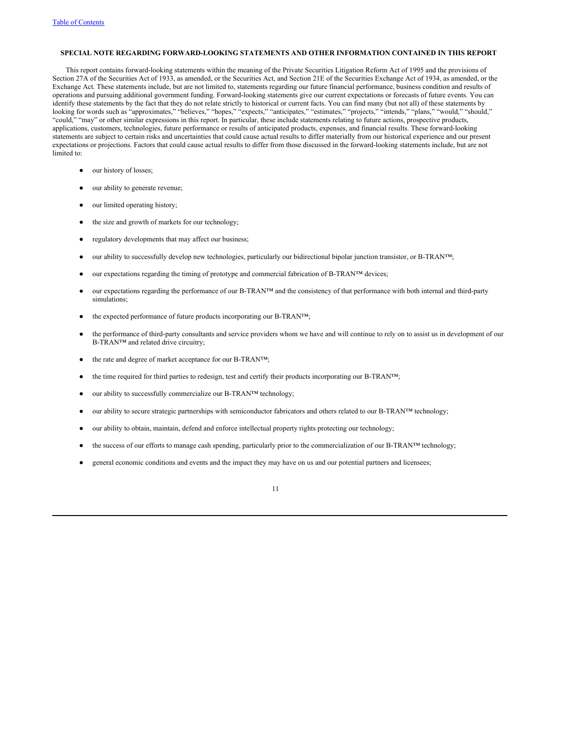## SPECIAL NOTE REGARDING FORWARD-LOOKING STATEMENTS AND OTHER INFORMATION CONTAINED IN THIS REPORT

This report contains forward-looking statements within the meaning of the Private Securities Litigation Reform Act of 1995 and the provisions of Section 27A of the Securities Act of 1933, as amended, or the Securities Act, and Section 21E of the Securities Exchange Act of 1934, as amended, or the Exchange Act. These statements include, but are not limited to, statements regarding our future financial performance, business condition and results of operations and pursuing additional government funding. Forward-looking statements give our current expectations or forecasts of future events. You can identify these statements by the fact that they do not relate strictly to historical or current facts. You can find many (but not all) of these statements by looking for words such as "approximates," "believes," "hopes," "expects," "anticipates," "estimates," "projects," "intends," "plans," "would," "should," "could," "may" or other similar expressions in this report. In particular, these include statements relating to future actions, prospective products, applications, customers, technologies, future performance or results of anticipated products, expenses, and financial results. These forward-looking statements are subject to certain risks and uncertainties that could cause actual results to differ materially from our historical experience and our present expectations or projections. Factors that could cause actual results to differ from those discussed in the forward-looking statements include, but are not limited to:

- our history of losses;
- our ability to generate revenue;
- our limited operating history;
- the size and growth of markets for our technology;
- regulatory developments that may affect our business;
- our ability to successfully develop new technologies, particularly our bidirectional bipolar junction transistor, or B-TRAN™;
- our expectations regarding the timing of prototype and commercial fabrication of B-TRAN™ devices;
- our expectations regarding the performance of our B-TRAN™ and the consistency of that performance with both internal and third-party simulations;
- the expected performance of future products incorporating our B-TRAN™;
- the performance of third-party consultants and service providers whom we have and will continue to rely on to assist us in development of our B-TRAN™ and related drive circuitry;
- the rate and degree of market acceptance for our B-TRAN™;
- the time required for third parties to redesign, test and certify their products incorporating our B-TRAN™;
- our ability to successfully commercialize our B-TRAN™ technology;
- our ability to secure strategic partnerships with semiconductor fabricators and others related to our B-TRAN™ technology;
- our ability to obtain, maintain, defend and enforce intellectual property rights protecting our technology;
- the success of our efforts to manage cash spending, particularly prior to the commercialization of our B-TRAN™ technology;
- general economic conditions and events and the impact they may have on us and our potential partners and licensees;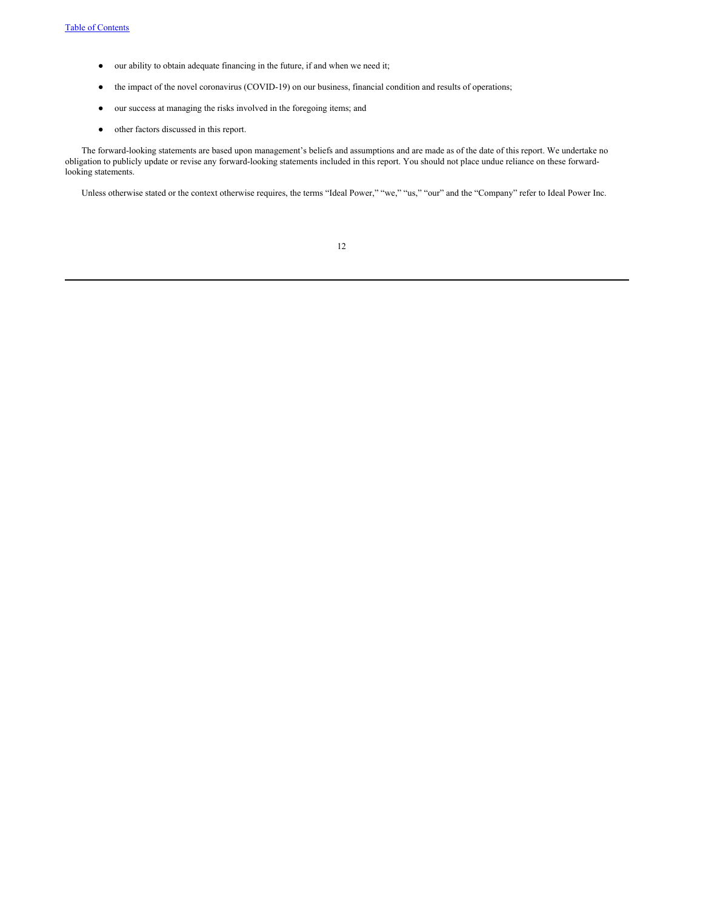- our ability to obtain adequate financing in the future, if and when we need it;
- the impact of the novel coronavirus (COVID-19) on our business, financial condition and results of operations;
- our success at managing the risks involved in the foregoing items; and
- other factors discussed in this report.

The forward-looking statements are based upon management's beliefs and assumptions and are made as of the date of this report. We undertake no obligation to publicly update or revise any forward-looking statements included in this report. You should not place undue reliance on these forward-looking statements.

Unless otherwise stated or the context otherwise requires, the terms "Ideal Power," "we," "us," "our" and the "Company" refer to Ideal Power Inc.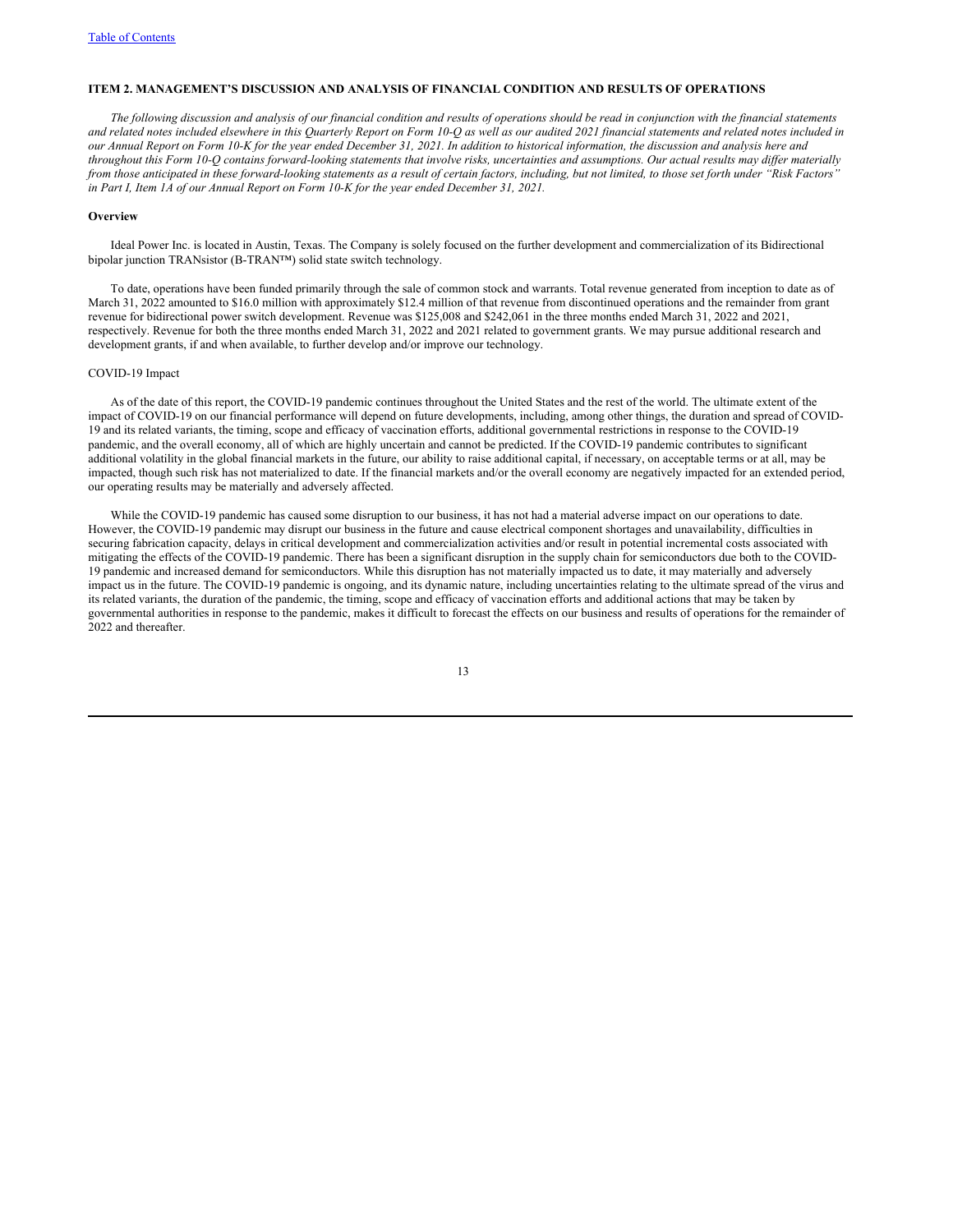## ITEM 2. MANAGEMENT'S DISCUSSION AND ANALYSIS OF FINANCIAL CONDITION AND RESULTS OF OPERATIONS

*The following discussion and analysis of our financial condition and results of operations should be read in conjunction with the financial statements and related notes included elsewhere in this Quarterly Report on Form 10-Q as well as our audited 2021 financial statements and related notes included in our Annual Report on Form 10-K for the year ended December 31, 2021. In addition to historical information, the discussion and analysis here and throughout this Form 10-Q contains forward-looking statements that involve risks, uncertainties and assumptions. Our actual results may differ materially from those anticipated in these forward-looking statements as a result of certain factors, including, but not limited, to those set forth under "Risk Factors" in Part I, Item 1A of our Annual Report on Form 10-K for the year ended December 31, 2021.*

### Overview

Ideal Power Inc. is located in Austin, Texas. The Company is solely focused on the further development and commercialization of its Bidirectional bipolar junction TRANsistor (B-TRAN™) solid state switch technology.

To date, operations have been funded primarily through the sale of common stock and warrants. Total revenue generated from inception to date as of March 31, 2022 amounted to $16.0 million with approximately $12.4 million of that revenue from discontinued operations and the remainder from grant revenue for bidirectional power switch development. Revenue was $125,008 and $242,061 in the three months ended March 31, 2022 and 2021, respectively. Revenue for both the three months ended March 31, 2022 and 2021 related to government grants. We may pursue additional research and development grants, if and when available, to further develop and/or improve our technology.

COVID-19 Impact

As of the date of this report, the COVID-19 pandemic continues throughout the United States and the rest of the world. The ultimate extent of the impact of COVID-19 on our financial performance will depend on future developments, including, among other things, the duration and spread of COVID-19 and its related variants, the timing, scope and efficacy of vaccination efforts, additional governmental restrictions in response to the COVID-19 pandemic, and the overall economy, all of which are highly uncertain and cannot be predicted. If the COVID-19 pandemic contributes to significant additional volatility in the global financial markets in the future, our ability to raise additional capital, if necessary, on acceptable terms or at all, may be impacted, though such risk has not materialized to date. If the financial markets and/or the overall economy are negatively impacted for an extended period, our operating results may be materially and adversely affected.

While the COVID-19 pandemic has caused some disruption to our business, it has not had a material adverse impact on our operations to date. However, the COVID-19 pandemic may disrupt our business in the future and cause electrical component shortages and unavailability, difficulties in securing fabrication capacity, delays in critical development and commercialization activities and/or result in potential incremental costs associated with mitigating the effects of the COVID-19 pandemic. There has been a significant disruption in the supply chain for semiconductors due both to the COVID-19 pandemic and increased demand for semiconductors. While this disruption has not materially impacted us to date, it may materially and adversely impact us in the future. The COVID-19 pandemic is ongoing, and its dynamic nature, including uncertainties relating to the ultimate spread of the virus and its related variants, the duration of the pandemic, the timing, scope and efficacy of vaccination efforts and additional actions that may be taken by governmental authorities in response to the pandemic, makes it difficult to forecast the effects on our business and results of operations for the remainder of 2022 and thereafter.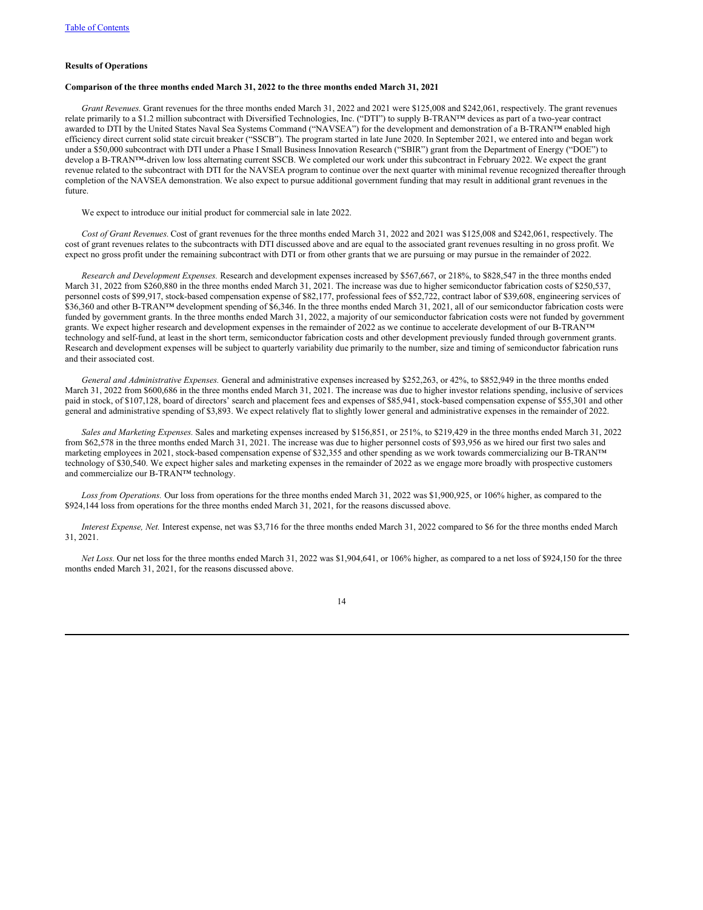### Results of Operations

#### Comparison of the three months ended March 31, 2022 to the three months ended March 31, 2021

*Grant Revenues.* Grant revenues for the three months ended March 31, 2022 and 2021 were $125,008 and $242,061, respectively. The grant revenues relate primarily to a $1.2 million subcontract with Diversified Technologies, Inc. (“DTI”) to supply B-TRAN™ devices as part of a two-year contract awarded to DTI by the United States Naval Sea Systems Command (“NAVSEA”) for the development and demonstration of a B-TRAN™ enabled high efficiency direct current solid state circuit breaker (“SSCB”). The program started in late June 2020. In September 2021, we entered into and began work under a $50,000 subcontract with DTI under a Phase I Small Business Innovation Research (“SBIR”) grant from the Department of Energy (“DOE”) to develop a B-TRAN™-driven low loss alternating current SSCB. We completed our work under this subcontract in February 2022. We expect the grant revenue related to the subcontract with DTI for the NAVSEA program to continue over the next quarter with minimal revenue recognized thereafter through completion of the NAVSEA demonstration. We also expect to pursue additional government funding that may result in additional grant revenues in the future.

We expect to introduce our initial product for commercial sale in late 2022.

*Cost of Grant Revenues.* Cost of grant revenues for the three months ended March 31, 2022 and 2021 was $125,008 and $242,061, respectively. The cost of grant revenues relates to the subcontracts with DTI discussed above and are equal to the associated grant revenues resulting in no gross profit. We expect no gross profit under the remaining subcontract with DTI or from other grants that we are pursuing or may pursue in the remainder of 2022.

*Research and Development Expenses.* Research and development expenses increased by $567,667, or 218%, to $828,547 in the three months ended March 31, 2022 from $260,880 in the three months ended March 31, 2021. The increase was due to higher semiconductor fabrication costs of $250,537, personnel costs of $99,917, stock-based compensation expense of $82,177, professional fees of $52,722, contract labor of $39,608, engineering services of $36,360 and other B-TRAN™ development spending of $6,346. In the three months ended March 31, 2021, all of our semiconductor fabrication costs were funded by government grants. In the three months ended March 31, 2022, a majority of our semiconductor fabrication costs were not funded by government grants. We expect higher research and development expenses in the remainder of 2022 as we continue to accelerate development of our B-TRAN™ technology and self-fund, at least in the short term, semiconductor fabrication costs and other development previously funded through government grants. Research and development expenses will be subject to quarterly variability due primarily to the number, size and timing of semiconductor fabrication runs and their associated cost.

*General and Administrative Expenses.* General and administrative expenses increased by $252,263, or 42%, to $852,949 in the three months ended March 31, 2022 from $600,686 in the three months ended March 31, 2021. The increase was due to higher investor relations spending, inclusive of services paid in stock, of $107,128, board of directors’ search and placement fees and expenses of $85,941, stock-based compensation expense of $55,301 and other general and administrative spending of $3,893. We expect relatively flat to slightly lower general and administrative expenses in the remainder of 2022.

*Sales and Marketing Expenses.* Sales and marketing expenses increased by $156,851, or 251%, to $219,429 in the three months ended March 31, 2022 from $62,578 in the three months ended March 31, 2021. The increase was due to higher personnel costs of $93,956 as we hired our first two sales and marketing employees in 2021, stock-based compensation expense of $32,355 and other spending as we work towards commercializing our B-TRAN™ technology of $30,540. We expect higher sales and marketing expenses in the remainder of 2022 as we engage more broadly with prospective customers and commercialize our B-TRAN™ technology.

*Loss from Operations.* Our loss from operations for the three months ended March 31, 2022 was $1,900,925, or 106% higher, as compared to the $924,144 loss from operations for the three months ended March 31, 2021, for the reasons discussed above.

*Interest Expense, Net.* Interest expense, net was $3,716 for the three months ended March 31, 2022 compared to $6 for the three months ended March 31, 2021.

*Net Loss.* Our net loss for the three months ended March 31, 2022 was $1,904,641, or 106% higher, as compared to a net loss of $924,150 for the three months ended March 31, 2021, for the reasons discussed above.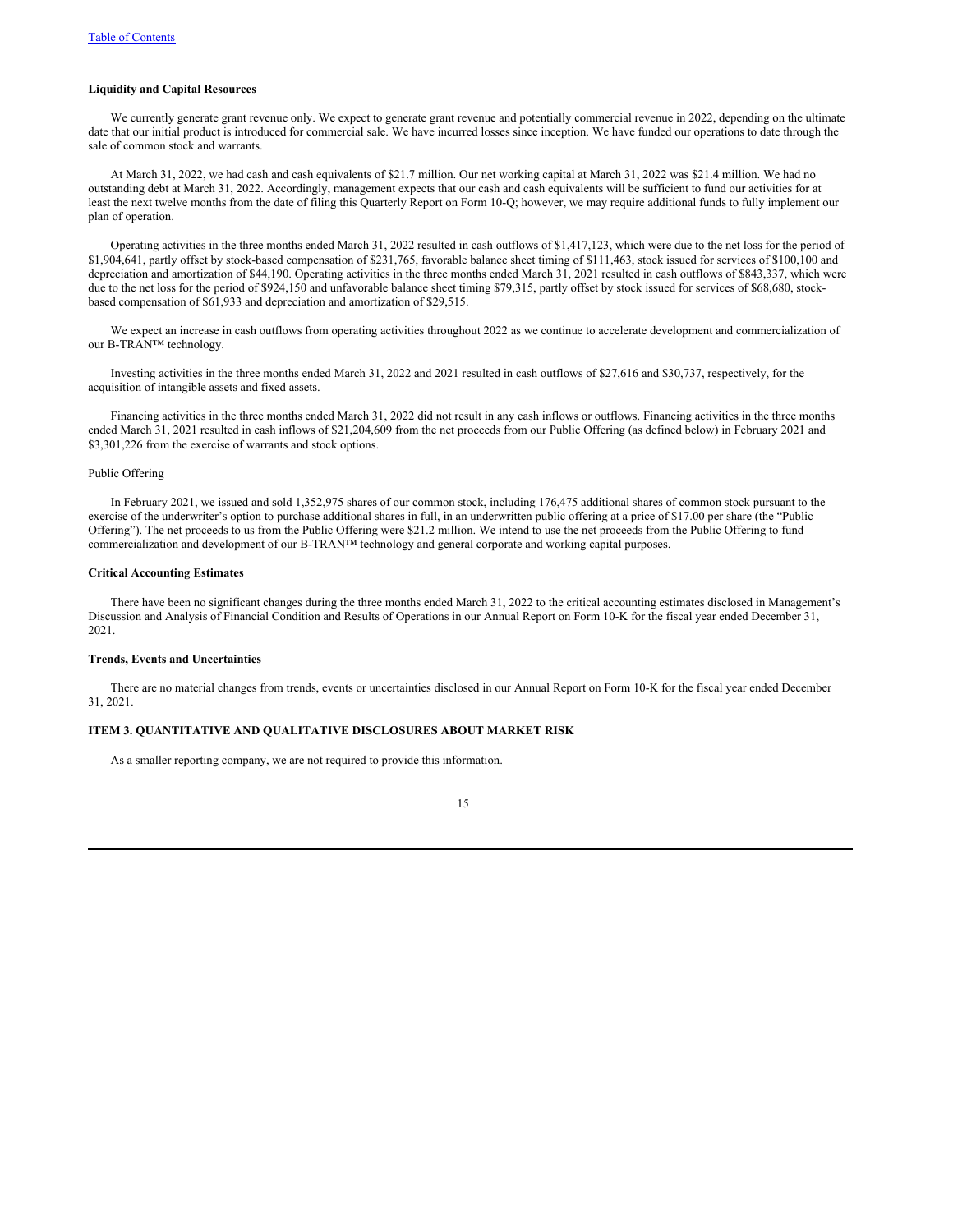**Liquidity and Capital Resources**

We currently generate grant revenue only. We expect to generate grant revenue and potentially commercial revenue in 2022, depending on the ultimate date that our initial product is introduced for commercial sale. We have incurred losses since inception. We have funded our operations to date through the sale of common stock and warrants.

At March 31, 2022, we had cash and cash equivalents of $21.7 million. Our net working capital at March 31, 2022 was $21.4 million. We had no outstanding debt at March 31, 2022. Accordingly, management expects that our cash and cash equivalents will be sufficient to fund our activities for at least the next twelve months from the date of filing this Quarterly Report on Form 10-Q; however, we may require additional funds to fully implement our plan of operation.

Operating activities in the three months ended March 31, 2022 resulted in cash outflows of $1,417,123, which were due to the net loss for the period of $1,904,641, partly offset by stock-based compensation of $231,765, favorable balance sheet timing of $111,463, stock issued for services of $100,100 and depreciation and amortization of $44,190. Operating activities in the three months ended March 31, 2021 resulted in cash outflows of $843,337, which were due to the net loss for the period of $924,150 and unfavorable balance sheet timing $79,315, partly offset by stock issued for services of $68,680, stock-based compensation of $61,933 and depreciation and amortization of $29,515.

We expect an increase in cash outflows from operating activities throughout 2022 as we continue to accelerate development and commercialization of our B-TRAN™ technology.

Investing activities in the three months ended March 31, 2022 and 2021 resulted in cash outflows of $27,616 and $30,737, respectively, for the acquisition of intangible assets and fixed assets.

Financing activities in the three months ended March 31, 2022 did not result in any cash inflows or outflows. Financing activities in the three months ended March 31, 2021 resulted in cash inflows of $21,204,609 from the net proceeds from our Public Offering (as defined below) in February 2021 and $3,301,226 from the exercise of warrants and stock options.

Public Offering

In February 2021, we issued and sold 1,352,975 shares of our common stock, including 176,475 additional shares of common stock pursuant to the exercise of the underwriter's option to purchase additional shares in full, in an underwritten public offering at a price of $17.00 per share (the "Public Offering"). The net proceeds to us from the Public Offering were $21.2 million. We intend to use the net proceeds from the Public Offering to fund commercialization and development of our B-TRAN™ technology and general corporate and working capital purposes.

**Critical Accounting Estimates**

There have been no significant changes during the three months ended March 31, 2022 to the critical accounting estimates disclosed in Management's Discussion and Analysis of Financial Condition and Results of Operations in our Annual Report on Form 10-K for the fiscal year ended December 31, 2021.

**Trends, Events and Uncertainties**

There are no material changes from trends, events or uncertainties disclosed in our Annual Report on Form 10-K for the fiscal year ended December 31, 2021.

**ITEM 3. QUANTITATIVE AND QUALITATIVE DISCLOSURES ABOUT MARKET RISK**

As a smaller reporting company, we are not required to provide this information.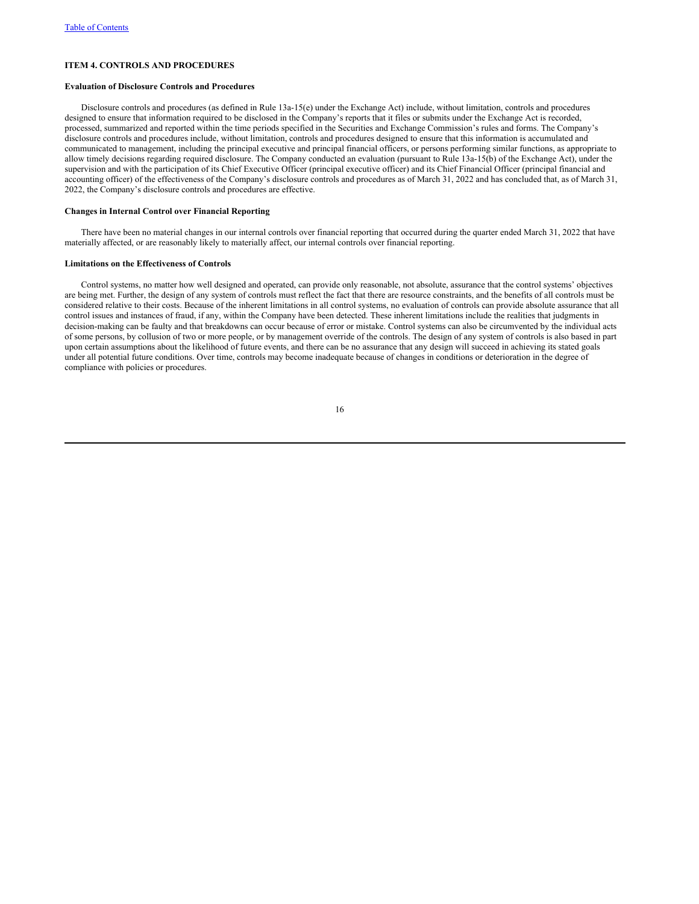## ITEM 4. CONTROLS AND PROCEDURES

### Evaluation of Disclosure Controls and Procedures

Disclosure controls and procedures (as defined in Rule 13a-15(e) under the Exchange Act) include, without limitation, controls and procedures designed to ensure that information required to be disclosed in the Company's reports that it files or submits under the Exchange Act is recorded, processed, summarized and reported within the time periods specified in the Securities and Exchange Commission's rules and forms. The Company's disclosure controls and procedures include, without limitation, controls and procedures designed to ensure that this information is accumulated and communicated to management, including the principal executive and principal financial officers, or persons performing similar functions, as appropriate to allow timely decisions regarding required disclosure. The Company conducted an evaluation (pursuant to Rule 13a-15(b) of the Exchange Act), under the supervision and with the participation of its Chief Executive Officer (principal executive officer) and its Chief Financial Officer (principal financial and accounting officer) of the effectiveness of the Company's disclosure controls and procedures as of March 31, 2022 and has concluded that, as of March 31, 2022, the Company's disclosure controls and procedures are effective.

### Changes in Internal Control over Financial Reporting

There have been no material changes in our internal controls over financial reporting that occurred during the quarter ended March 31, 2022 that have materially affected, or are reasonably likely to materially affect, our internal controls over financial reporting.

### Limitations on the Effectiveness of Controls

Control systems, no matter how well designed and operated, can provide only reasonable, not absolute, assurance that the control systems' objectives are being met. Further, the design of any system of controls must reflect the fact that there are resource constraints, and the benefits of all controls must be considered relative to their costs. Because of the inherent limitations in all control systems, no evaluation of controls can provide absolute assurance that all control issues and instances of fraud, if any, within the Company have been detected. These inherent limitations include the realities that judgments in decision-making can be faulty and that breakdowns can occur because of error or mistake. Control systems can also be circumvented by the individual acts of some persons, by collusion of two or more people, or by management override of the controls. The design of any system of controls is also based in part upon certain assumptions about the likelihood of future events, and there can be no assurance that any design will succeed in achieving its stated goals under all potential future conditions. Over time, controls may become inadequate because of changes in conditions or deterioration in the degree of compliance with policies or procedures.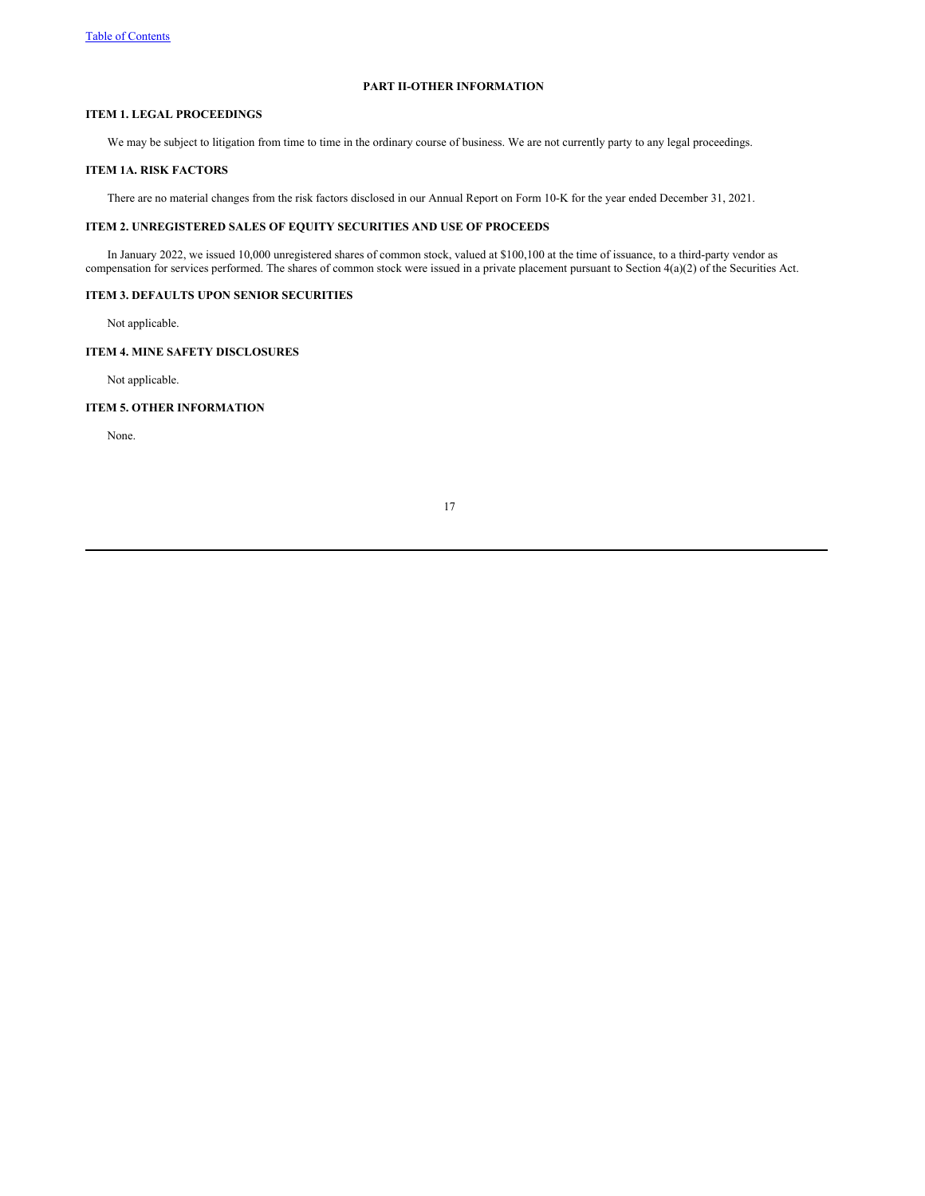# PART II-OTHER INFORMATION

## ITEM 1. LEGAL PROCEEDINGS

We may be subject to litigation from time to time in the ordinary course of business. We are not currently party to any legal proceedings.

## ITEM 1A. RISK FACTORS

There are no material changes from the risk factors disclosed in our Annual Report on Form 10-K for the year ended December 31, 2021.

## ITEM 2. UNREGISTERED SALES OF EQUITY SECURITIES AND USE OF PROCEEDS

In January 2022, we issued 10,000 unregistered shares of common stock, valued at $100,100 at the time of issuance, to a third-party vendor as compensation for services performed. The shares of common stock were issued in a private placement pursuant to Section 4(a)(2) of the Securities Act.

## ITEM 3. DEFAULTS UPON SENIOR SECURITIES

Not applicable.

## ITEM 4. MINE SAFETY DISCLOSURES

Not applicable.

## ITEM 5. OTHER INFORMATION

None.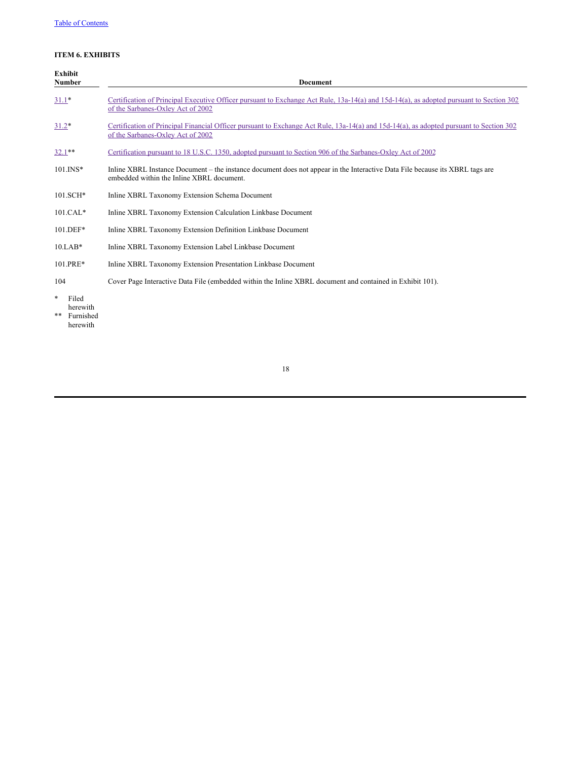## ITEM 6. EXHIBITS

| Exhibit Number | Document |
|---|---|
| 31.1* | Certification of Principal Executive Officer pursuant to Exchange Act Rule, 13a-14(a) and 15d-14(a), as adopted pursuant to Section 302 of the Sarbanes-Oxley Act of 2002 |
| 31.2* | Certification of Principal Financial Officer pursuant to Exchange Act Rule, 13a-14(a) and 15d-14(a), as adopted pursuant to Section 302 of the Sarbanes-Oxley Act of 2002 |
| 32.1** | Certification pursuant to 18 U.S.C. 1350, adopted pursuant to Section 906 of the Sarbanes-Oxley Act of 2002 |
| 101.INS* | Inline XBRL Instance Document – the instance document does not appear in the Interactive Data File because its XBRL tags are embedded within the Inline XBRL document. |
| 101.SCH* | Inline XBRL Taxonomy Extension Schema Document |
| 101.CAL* | Inline XBRL Taxonomy Extension Calculation Linkbase Document |
| 101.DEF* | Inline XBRL Taxonomy Extension Definition Linkbase Document |
| 10.LAB* | Inline XBRL Taxonomy Extension Label Linkbase Document |
| 101.PRE* | Inline XBRL Taxonomy Extension Presentation Linkbase Document |
| 104 | Cover Page Interactive Data File (embedded within the Inline XBRL document and contained in Exhibit 101). |

\* Filed herewith

\*\* Furnished herewith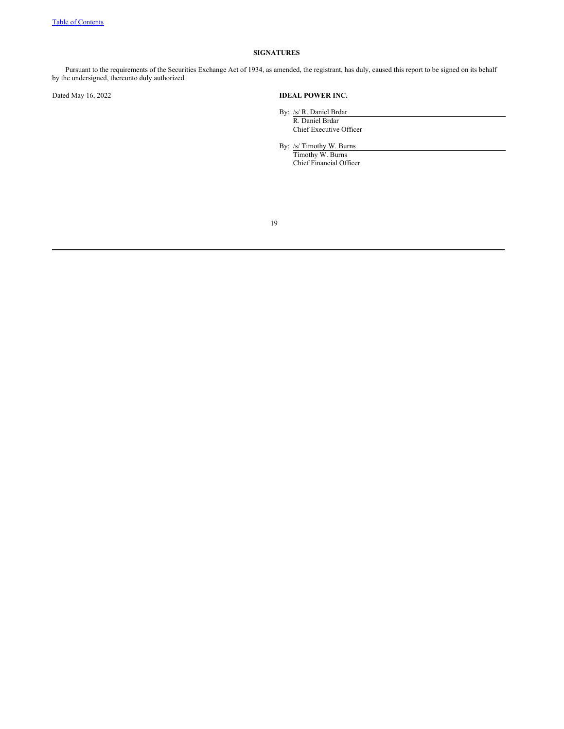## SIGNATURES

Pursuant to the requirements of the Securities Exchange Act of 1934, as amended, the registrant, has duly, caused this report to be signed on its behalf by the undersigned, thereunto duly authorized.

Dated May 16, 2022

**IDEAL POWER INC.**

By: /s/ R. Daniel Brdar
R. Daniel Brdar
Chief Executive Officer

By: /s/ Timothy W. Burns
Timothy W. Burns
Chief Financial Officer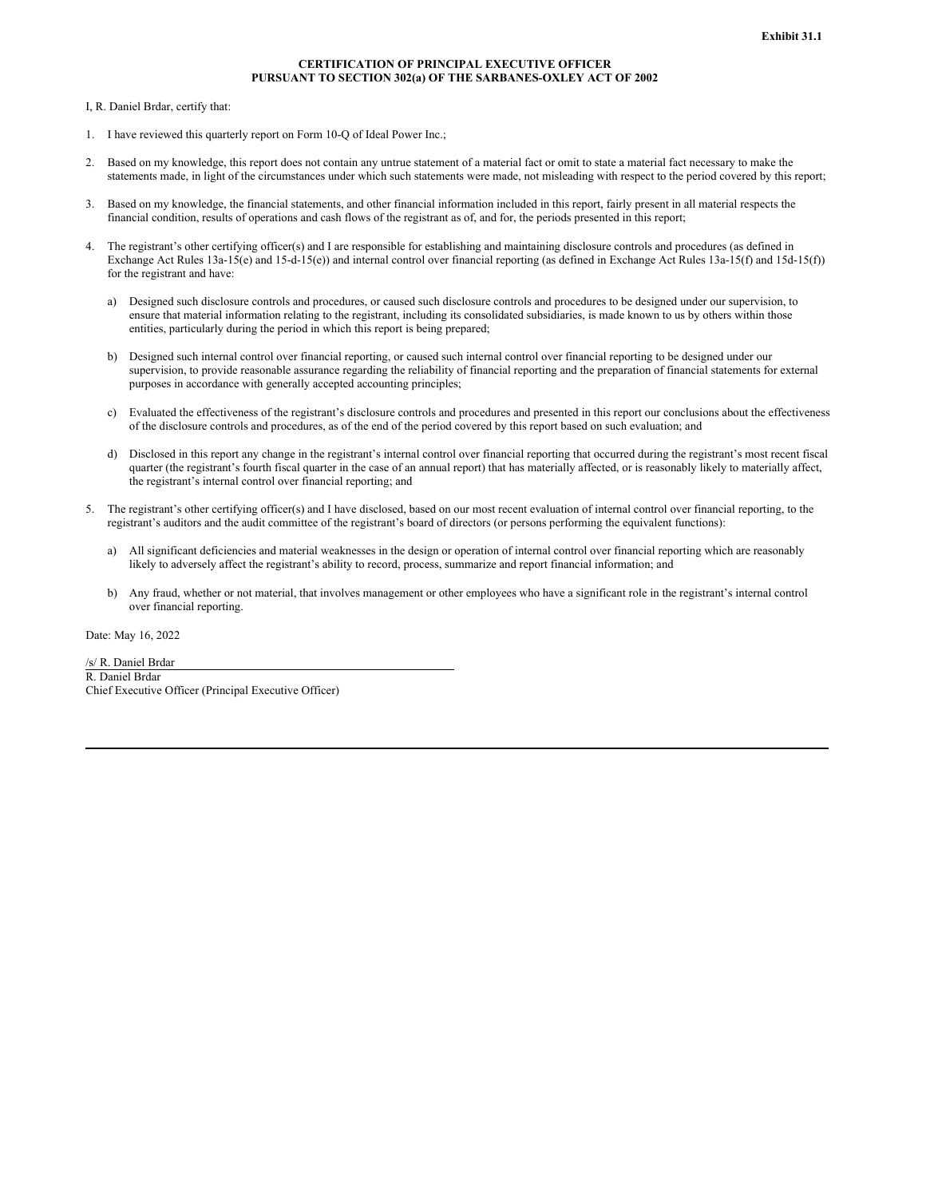**Exhibit 31.1**

**CERTIFICATION OF PRINCIPAL EXECUTIVE OFFICER**
**PURSUANT TO SECTION 302(a) OF THE SARBANES-OXLEY ACT OF 2002**

I, R. Daniel Brdar, certify that:

1. I have reviewed this quarterly report on Form 10-Q of Ideal Power Inc.;

2. Based on my knowledge, this report does not contain any untrue statement of a material fact or omit to state a material fact necessary to make the statements made, in light of the circumstances under which such statements were made, not misleading with respect to the period covered by this report;

3. Based on my knowledge, the financial statements, and other financial information included in this report, fairly present in all material respects the financial condition, results of operations and cash flows of the registrant as of, and for, the periods presented in this report;

4. The registrant's other certifying officer(s) and I are responsible for establishing and maintaining disclosure controls and procedures (as defined in Exchange Act Rules 13a-15(e) and 15-d-15(e)) and internal control over financial reporting (as defined in Exchange Act Rules 13a-15(f) and 15d-15(f)) for the registrant and have:

   a) Designed such disclosure controls and procedures, or caused such disclosure controls and procedures to be designed under our supervision, to ensure that material information relating to the registrant, including its consolidated subsidiaries, is made known to us by others within those entities, particularly during the period in which this report is being prepared;

   b) Designed such internal control over financial reporting, or caused such internal control over financial reporting to be designed under our supervision, to provide reasonable assurance regarding the reliability of financial reporting and the preparation of financial statements for external purposes in accordance with generally accepted accounting principles;

   c) Evaluated the effectiveness of the registrant's disclosure controls and procedures and presented in this report our conclusions about the effectiveness of the disclosure controls and procedures, as of the end of the period covered by this report based on such evaluation; and

   d) Disclosed in this report any change in the registrant's internal control over financial reporting that occurred during the registrant's most recent fiscal quarter (the registrant's fourth fiscal quarter in the case of an annual report) that has materially affected, or is reasonably likely to materially affect, the registrant's internal control over financial reporting; and

5. The registrant's other certifying officer(s) and I have disclosed, based on our most recent evaluation of internal control over financial reporting, to the registrant's auditors and the audit committee of the registrant's board of directors (or persons performing the equivalent functions):

   a) All significant deficiencies and material weaknesses in the design or operation of internal control over financial reporting which are reasonably likely to adversely affect the registrant's ability to record, process, summarize and report financial information; and

   b) Any fraud, whether or not material, that involves management or other employees who have a significant role in the registrant's internal control over financial reporting.

Date: May 16, 2022

/s/ R. Daniel Brdar
R. Daniel Brdar
Chief Executive Officer (Principal Executive Officer)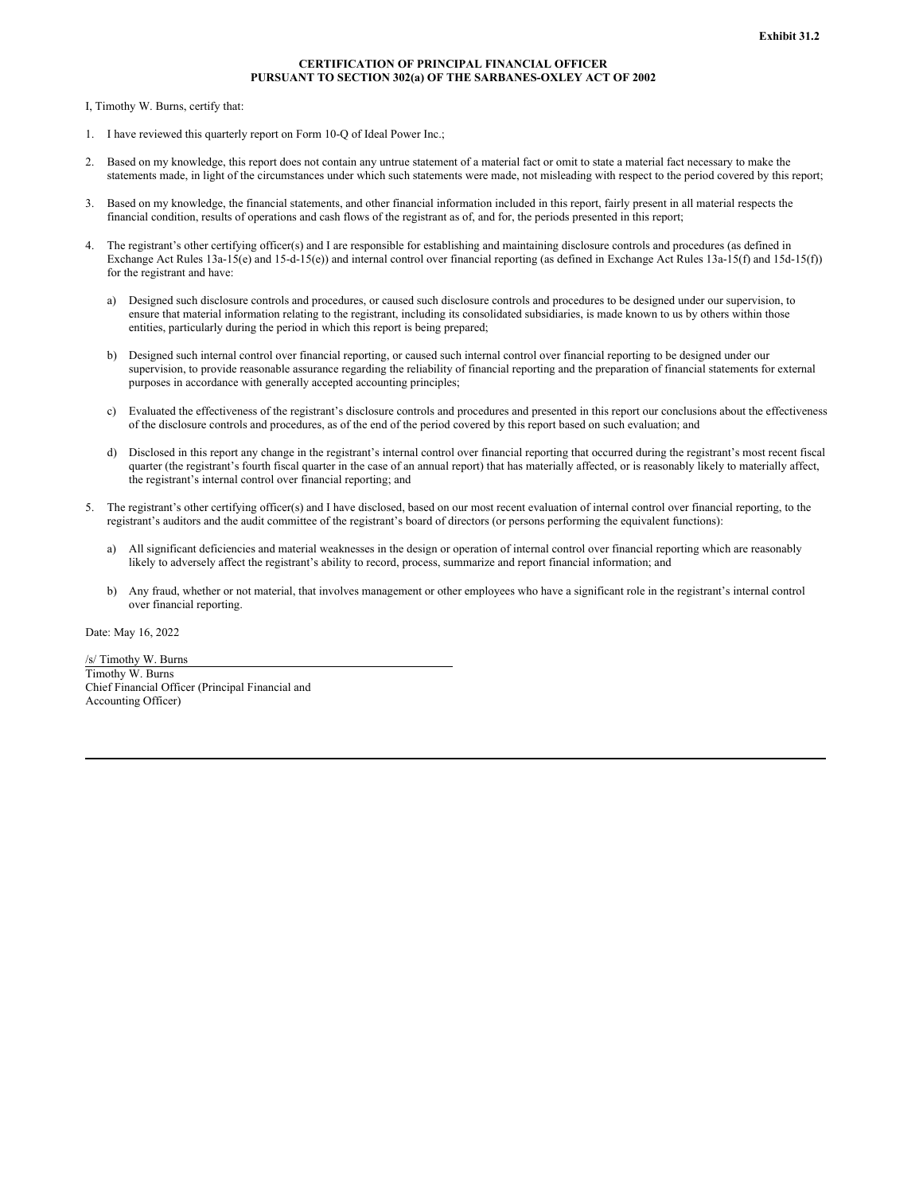**Exhibit 31.2**

**CERTIFICATION OF PRINCIPAL FINANCIAL OFFICER**
**PURSUANT TO SECTION 302(a) OF THE SARBANES-OXLEY ACT OF 2002**

I, Timothy W. Burns, certify that:

1. I have reviewed this quarterly report on Form 10-Q of Ideal Power Inc.;

2. Based on my knowledge, this report does not contain any untrue statement of a material fact or omit to state a material fact necessary to make the statements made, in light of the circumstances under which such statements were made, not misleading with respect to the period covered by this report;

3. Based on my knowledge, the financial statements, and other financial information included in this report, fairly present in all material respects the financial condition, results of operations and cash flows of the registrant as of, and for, the periods presented in this report;

4. The registrant's other certifying officer(s) and I are responsible for establishing and maintaining disclosure controls and procedures (as defined in Exchange Act Rules 13a-15(e) and 15-d-15(e)) and internal control over financial reporting (as defined in Exchange Act Rules 13a-15(f) and 15d-15(f)) for the registrant and have:

   a) Designed such disclosure controls and procedures, or caused such disclosure controls and procedures to be designed under our supervision, to ensure that material information relating to the registrant, including its consolidated subsidiaries, is made known to us by others within those entities, particularly during the period in which this report is being prepared;

   b) Designed such internal control over financial reporting, or caused such internal control over financial reporting to be designed under our supervision, to provide reasonable assurance regarding the reliability of financial reporting and the preparation of financial statements for external purposes in accordance with generally accepted accounting principles;

   c) Evaluated the effectiveness of the registrant's disclosure controls and procedures and presented in this report our conclusions about the effectiveness of the disclosure controls and procedures, as of the end of the period covered by this report based on such evaluation; and

   d) Disclosed in this report any change in the registrant's internal control over financial reporting that occurred during the registrant's most recent fiscal quarter (the registrant's fourth fiscal quarter in the case of an annual report) that has materially affected, or is reasonably likely to materially affect, the registrant's internal control over financial reporting; and

5. The registrant's other certifying officer(s) and I have disclosed, based on our most recent evaluation of internal control over financial reporting, to the registrant's auditors and the audit committee of the registrant's board of directors (or persons performing the equivalent functions):

   a) All significant deficiencies and material weaknesses in the design or operation of internal control over financial reporting which are reasonably likely to adversely affect the registrant's ability to record, process, summarize and report financial information; and

   b) Any fraud, whether or not material, that involves management or other employees who have a significant role in the registrant's internal control over financial reporting.

Date: May 16, 2022

/s/ Timothy W. Burns
Timothy W. Burns
Chief Financial Officer (Principal Financial and Accounting Officer)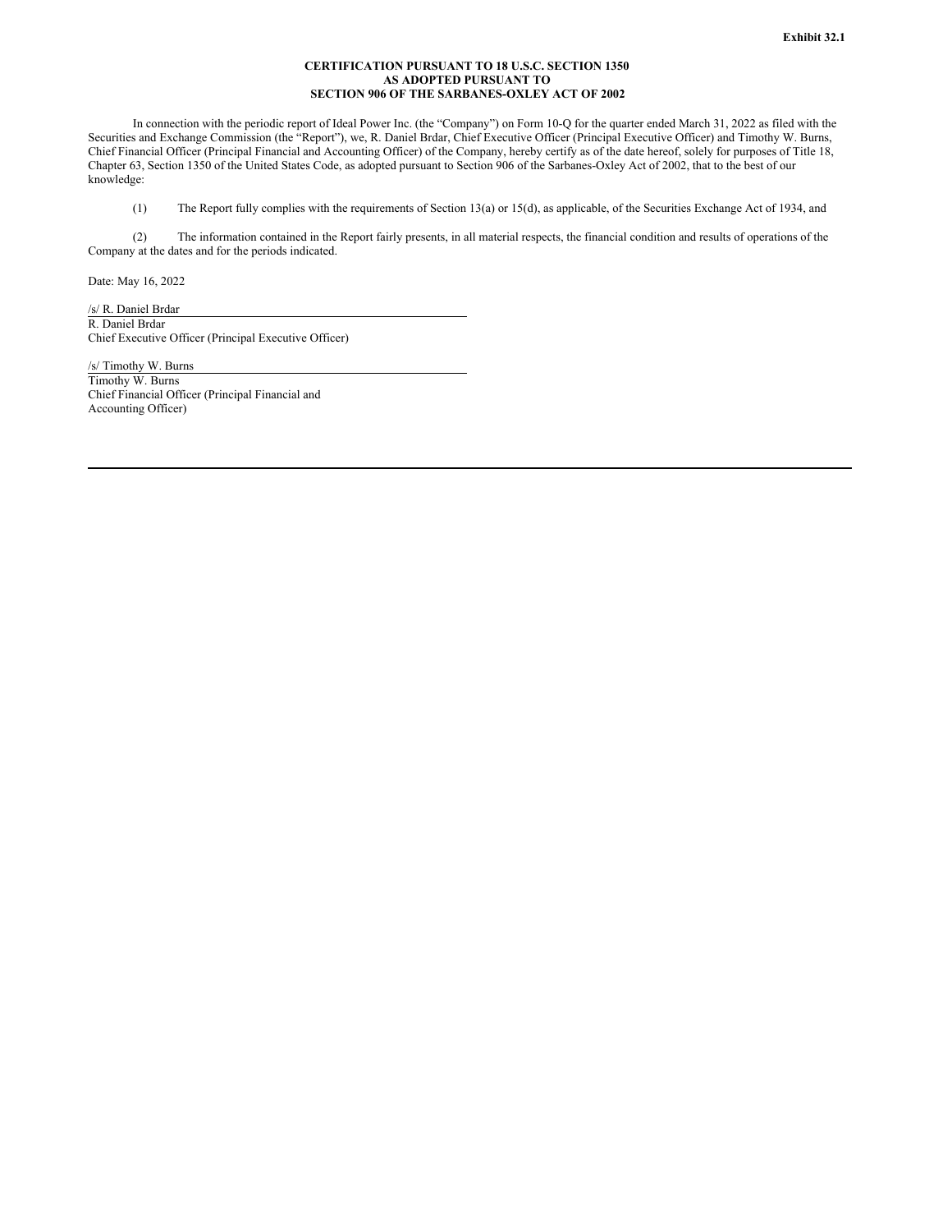**Exhibit 32.1**

**CERTIFICATION PURSUANT TO 18 U.S.C. SECTION 1350**
**AS ADOPTED PURSUANT TO**
**SECTION 906 OF THE SARBANES-OXLEY ACT OF 2002**

In connection with the periodic report of Ideal Power Inc. (the "Company") on Form 10-Q for the quarter ended March 31, 2022 as filed with the Securities and Exchange Commission (the "Report"), we, R. Daniel Brdar, Chief Executive Officer (Principal Executive Officer) and Timothy W. Burns, Chief Financial Officer (Principal Financial and Accounting Officer) of the Company, hereby certify as of the date hereof, solely for purposes of Title 18, Chapter 63, Section 1350 of the United States Code, as adopted pursuant to Section 906 of the Sarbanes-Oxley Act of 2002, that to the best of our knowledge:

(1) The Report fully complies with the requirements of Section 13(a) or 15(d), as applicable, of the Securities Exchange Act of 1934, and

(2) The information contained in the Report fairly presents, in all material respects, the financial condition and results of operations of the Company at the dates and for the periods indicated.

Date: May 16, 2022

/s/ R. Daniel Brdar
R. Daniel Brdar
Chief Executive Officer (Principal Executive Officer)

/s/ Timothy W. Burns
Timothy W. Burns
Chief Financial Officer (Principal Financial and Accounting Officer)